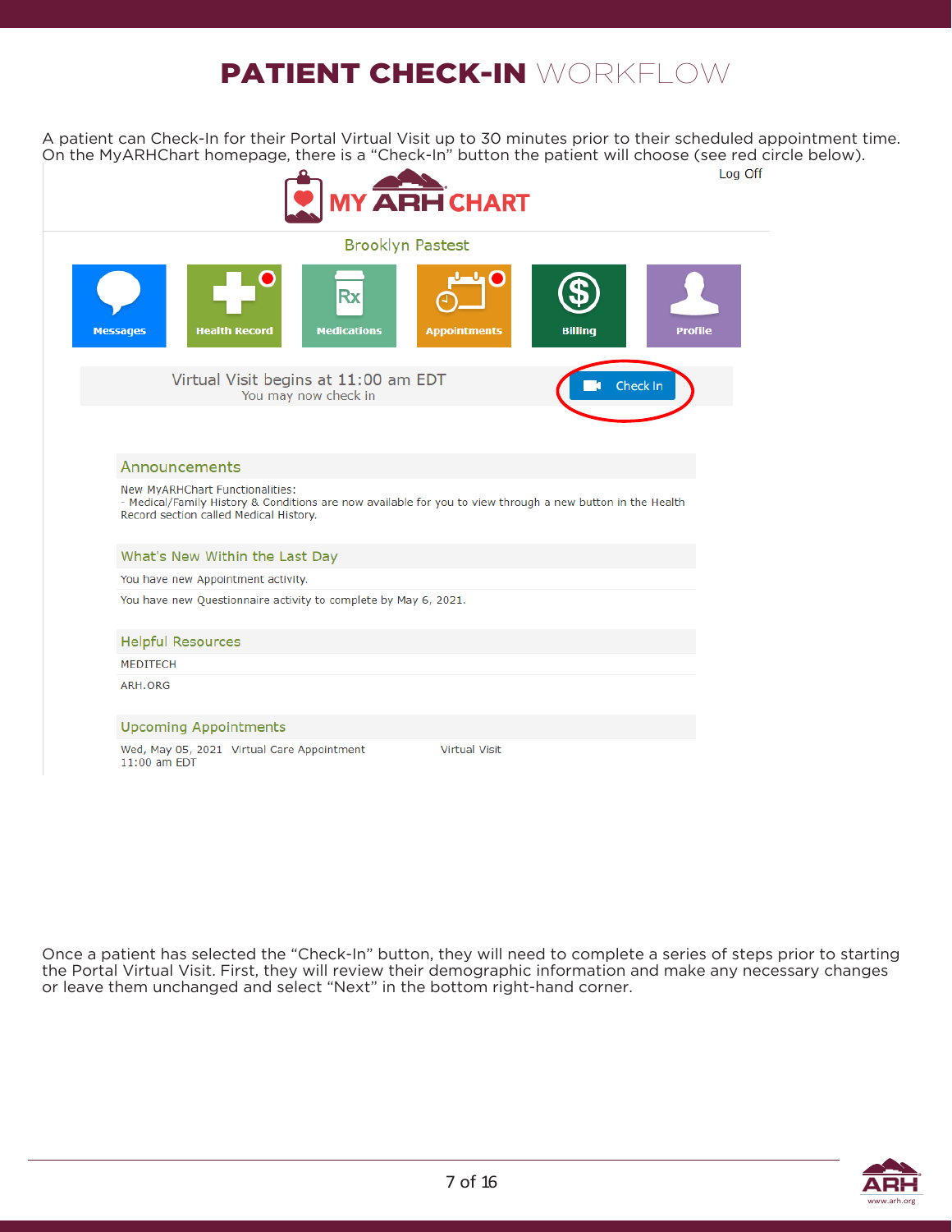# PATIENT CHECK-IN WORKFLOW

A patient can Check-In for their Portal Virtual Visit up to 30 minutes prior to their scheduled appointment time. On the MyARHChart homepage, there is a "Check-In" button the patient will choose (see red circle below).

Log Off

MY ARH CHART

Brooklyn Pastest

Messages | Health Record | Medications | Appointments | Billing | Profile

Virtual Visit begins at 11:00 am EDT
You may now check in

Check In

## Announcements

New MyARHChart Functionalities:
- Medical/Family History & Conditions are now available for you to view through a new button in the Health Record section called Medical History.

## What's New Within the Last Day

You have new Appointment activity.

You have new Questionnaire activity to complete by May 6, 2021.

## Helpful Resources

MEDITECH

ARH.ORG

## Upcoming Appointments

Wed, May 05, 2021 11:00 am EDT | Virtual Care Appointment | Virtual Visit

Once a patient has selected the "Check-In" button, they will need to complete a series of steps prior to starting the Portal Virtual Visit. First, they will review their demographic information and make any necessary changes or leave them unchanged and select "Next" in the bottom right-hand corner.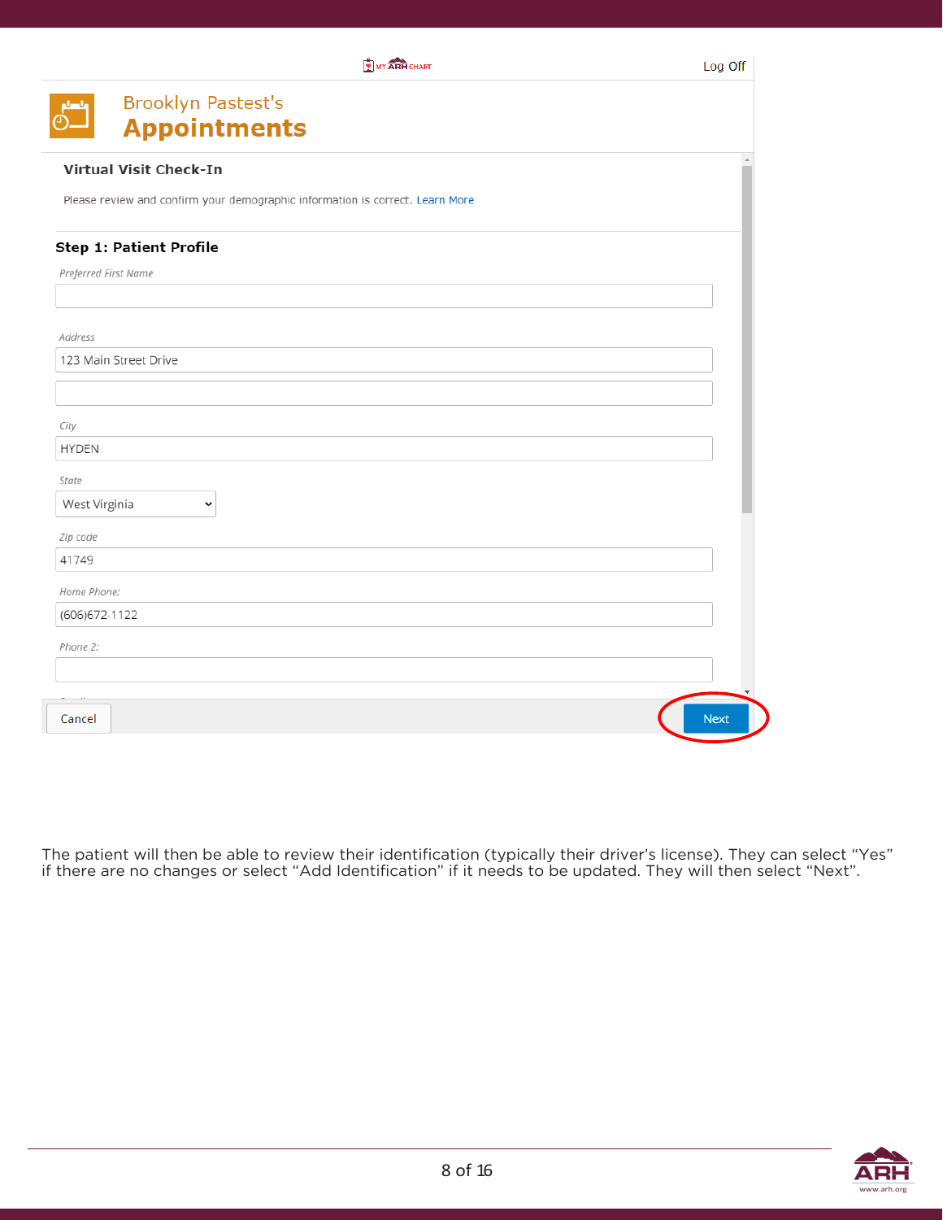MY ARH CHART

Log Off

Brooklyn Pastest's

**Appointments**

**Virtual Visit Check-In**

Please review and confirm your demographic information is correct. Learn More

**Step 1: Patient Profile**

*Preferred First Name*

*Address*

123 Main Street Drive

*City*

HYDEN

*State*

West Virginia

*Zip code*

41749

*Home Phone:*

(606)672-1122

*Phone 2:*

Cancel

Next

The patient will then be able to review their identification (typically their driver's license). They can select "Yes" if there are no changes or select "Add Identification" if it needs to be updated. They will then select "Next".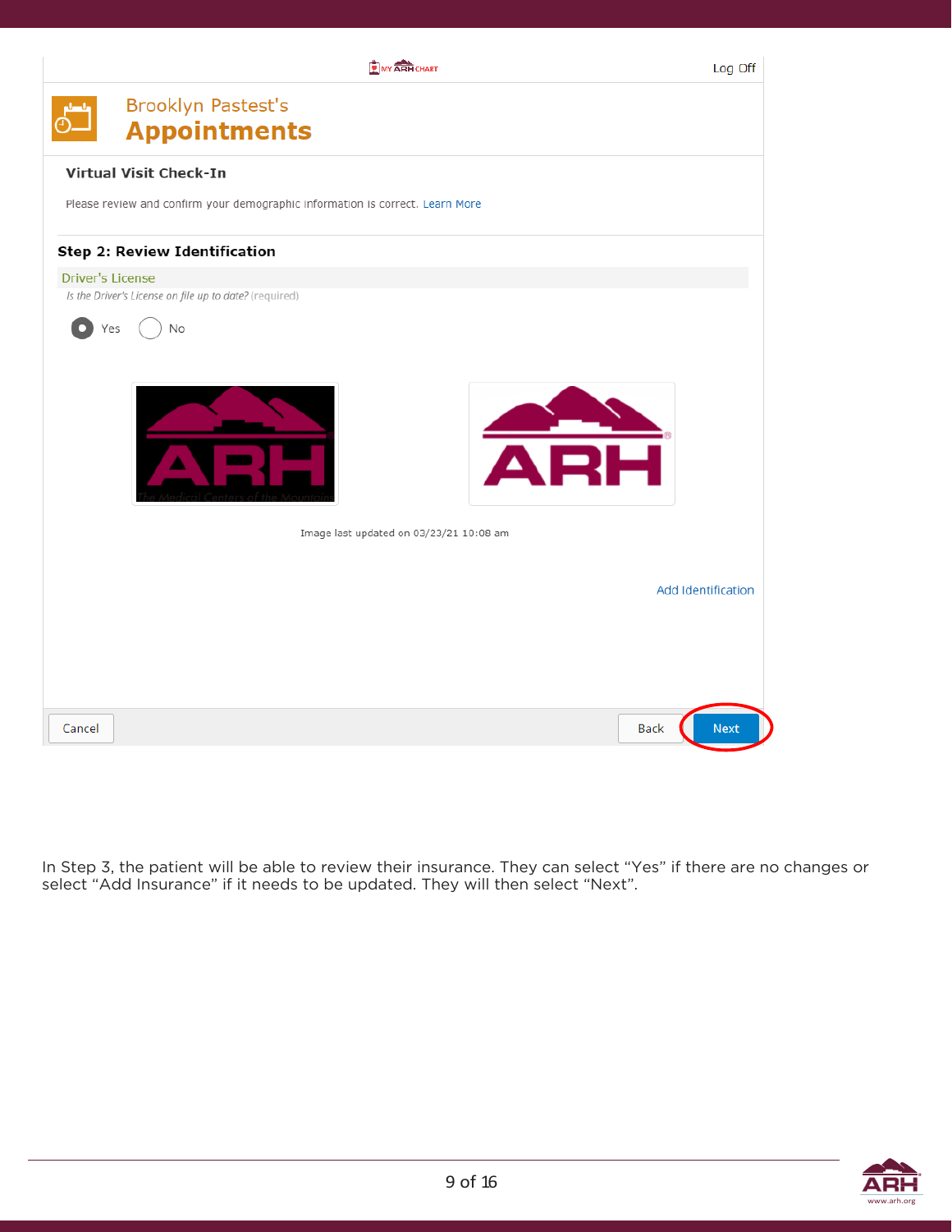MY ARH CHART

Log Off

Brooklyn Pastest's

**Appointments**

**Virtual Visit Check-In**

Please review and confirm your demographic information is correct. Learn More

**Step 2: Review Identification**

Driver's License

*Is the Driver's License on file up to date?* (required)

Yes No

Image last updated on 03/23/21 10:08 am

Add Identification

Cancel Back Next

In Step 3, the patient will be able to review their insurance. They can select "Yes" if there are no changes or select "Add Insurance" if it needs to be updated. They will then select "Next".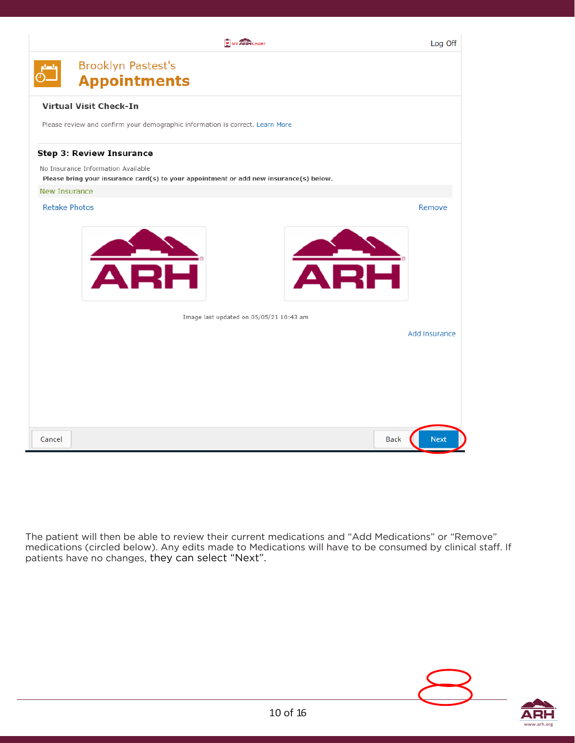MY ARH CHART

Log Off

Brooklyn Pastest's

**Appointments**

**Virtual Visit Check-In**

Please review and confirm your demographic information is correct. Learn More

**Step 3: Review Insurance**

No Insurance Information Available

**Please bring your insurance card(s) to your appointment or add new insurance(s) below.**

New Insurance

Retake Photos Remove

ARH ARH

Image last updated on 05/05/21 10:43 am

Add Insurance

Cancel Back Next

The patient will then be able to review their current medications and "Add Medications" or "Remove" medications (circled below). Any edits made to Medications will have to be consumed by clinical staff. If patients have no changes, they can select "Next".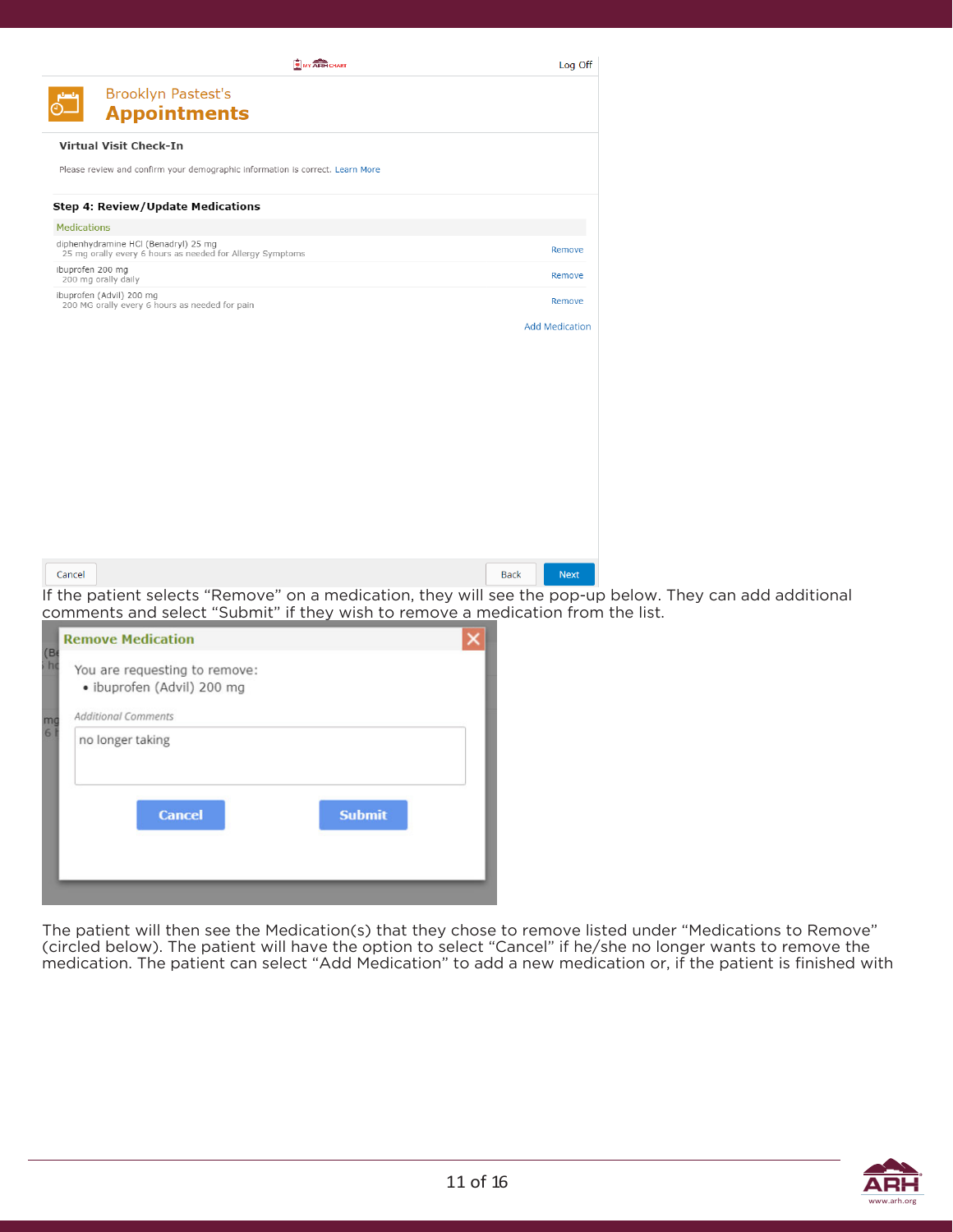Log Off

Brooklyn Pastest's
**Appointments**

**Virtual Visit Check-In**

Please review and confirm your demographic information is correct. Learn More

**Step 4: Review/Update Medications**

Medications

diphenhydramine HCl (Benadryl) 25 mg
25 mg orally every 6 hours as needed for Allergy Symptoms — Remove

ibuprofen 200 mg
200 mg orally daily — Remove

ibuprofen (Advil) 200 mg
200 MG orally every 6 hours as needed for pain — Remove

Add Medication

Cancel — Back — Next

If the patient selects "Remove" on a medication, they will see the pop-up below. They can add additional comments and select "Submit" if they wish to remove a medication from the list.

**Remove Medication**

You are requesting to remove:

- ibuprofen (Advil) 200 mg

*Additional Comments*

no longer taking

Cancel — Submit

The patient will then see the Medication(s) that they chose to remove listed under "Medications to Remove" (circled below). The patient will have the option to select "Cancel" if he/she no longer wants to remove the medication. The patient can select "Add Medication" to add a new medication or, if the patient is finished with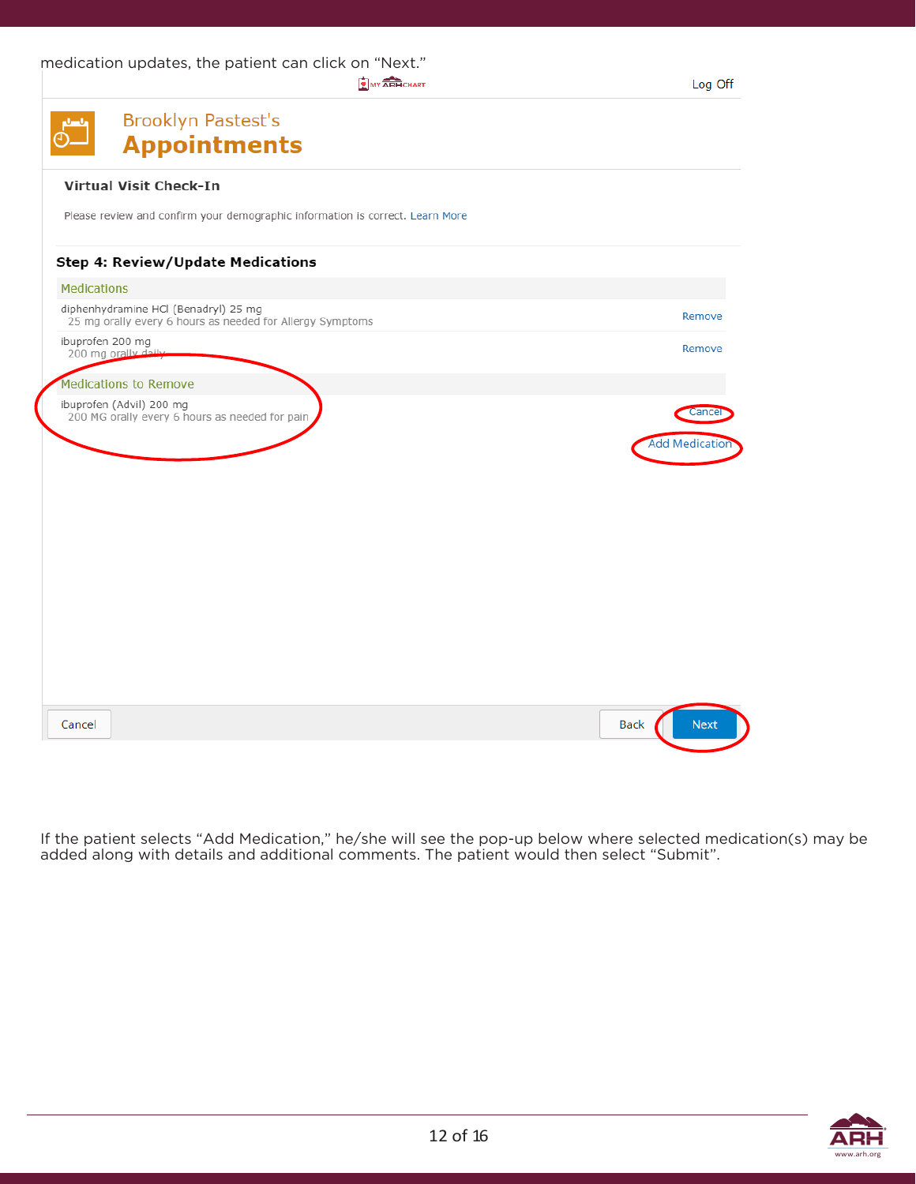medication updates, the patient can click on "Next."

MY ARH CHART | Log Off

Brooklyn Pastest's

**Appointments**

**Virtual Visit Check-In**

Please review and confirm your demographic information is correct. Learn More

**Step 4: Review/Update Medications**

Medications

diphenhydramine HCl (Benadryl) 25 mg
25 mg orally every 6 hours as needed for Allergy Symptoms — Remove

ibuprofen 200 mg
200 mg orally daily — Remove

Medications to Remove

ibuprofen (Advil) 200 mg
200 MG orally every 6 hours as needed for pain — Cancel

Add Medication

Cancel | Back | Next

If the patient selects "Add Medication," he/she will see the pop-up below where selected medication(s) may be added along with details and additional comments. The patient would then select "Submit".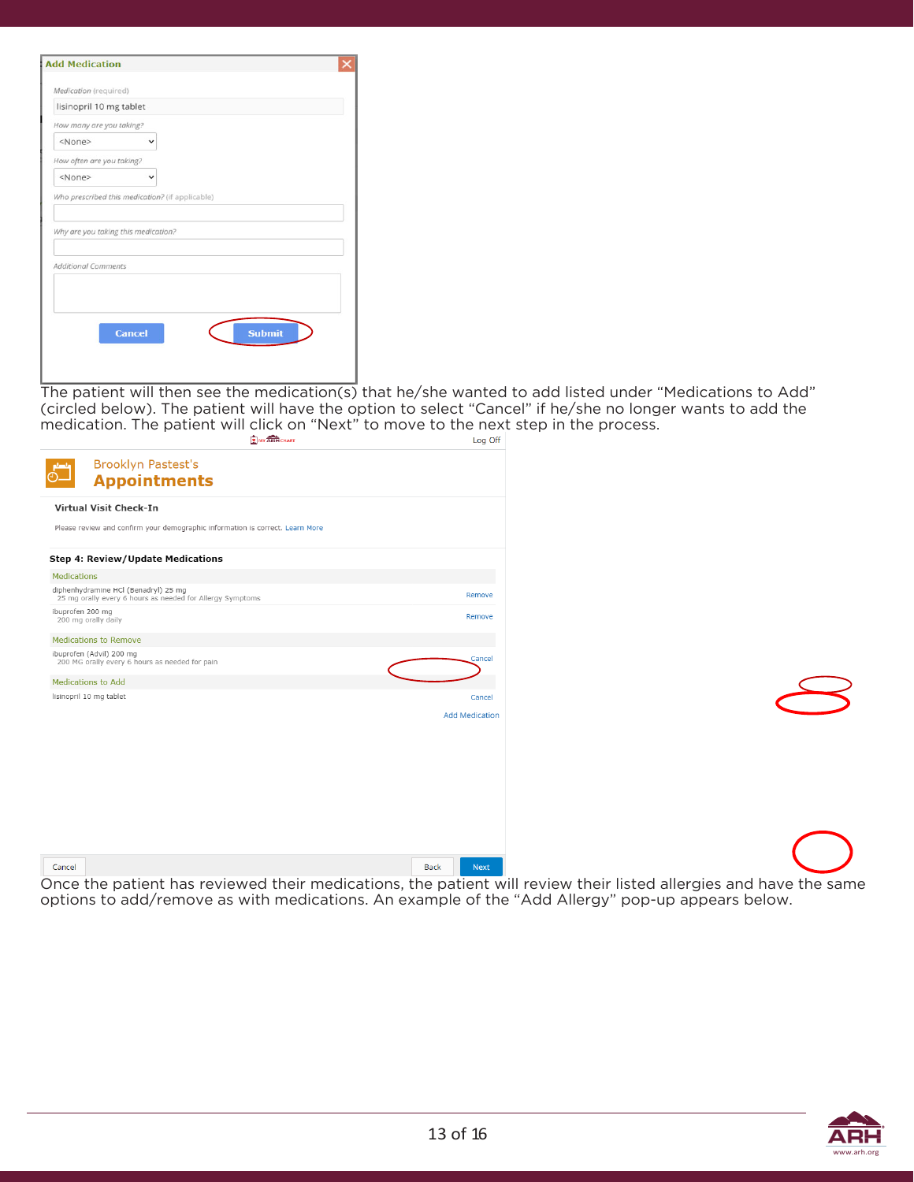**Add Medication**

*Medication* (required)

lisinopril 10 mg tablet

*How many are you taking?*

<None>

*How often are you taking?*

<None>

*Who prescribed this medication?* (if applicable)

*Why are you taking this medication?*

*Additional Comments*

Cancel | Submit

The patient will then see the medication(s) that he/she wanted to add listed under "Medications to Add" (circled below). The patient will have the option to select "Cancel" if he/she no longer wants to add the medication. The patient will click on "Next" to move to the next step in the process.

Log Off

Brooklyn Pastest's

**Appointments**

**Virtual Visit Check-In**

Please review and confirm your demographic information is correct. Learn More

**Step 4: Review/Update Medications**

Medications

diphenhydramine HCl (Benadryl) 25 mg
25 mg orally every 6 hours as needed for Allergy Symptoms — Remove

ibuprofen 200 mg
200 mg orally daily — Remove

Medications to Remove

ibuprofen (Advil) 200 mg
200 MG orally every 6 hours as needed for pain — Cancel

Medications to Add

lisinopril 10 mg tablet — Cancel

Add Medication

Cancel | Back | Next

Once the patient has reviewed their medications, the patient will review their listed allergies and have the same options to add/remove as with medications. An example of the "Add Allergy" pop-up appears below.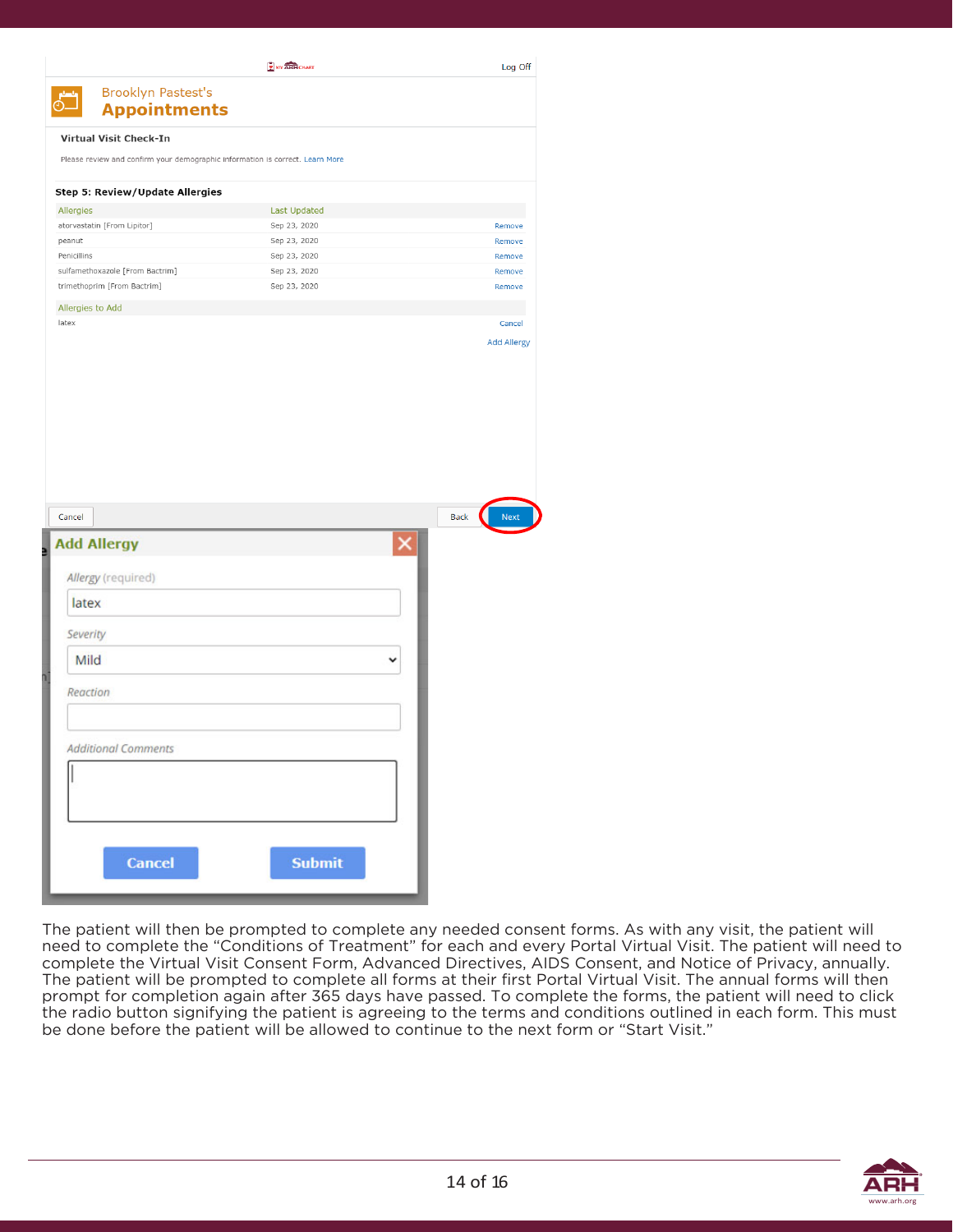Brooklyn Pastest's
**Appointments**

Log Off

**Virtual Visit Check-In**

Please review and confirm your demographic information is correct. Learn More

**Step 5: Review/Update Allergies**

| Allergies | Last Updated | |
|---|---|---|
| atorvastatin [From Lipitor] | Sep 23, 2020 | Remove |
| peanut | Sep 23, 2020 | Remove |
| Penicillins | Sep 23, 2020 | Remove |
| sulfamethoxazole [From Bactrim] | Sep 23, 2020 | Remove |
| trimethoprim [From Bactrim] | Sep 23, 2020 | Remove |

| Allergies to Add | |
|---|---|
| latex | Cancel |

Add Allergy

Cancel | Back | Next

**Add Allergy**

Allergy (required)
latex

Severity
Mild

Reaction

Additional Comments

Cancel | Submit

The patient will then be prompted to complete any needed consent forms. As with any visit, the patient will need to complete the "Conditions of Treatment" for each and every Portal Virtual Visit. The patient will need to complete the Virtual Visit Consent Form, Advanced Directives, AIDS Consent, and Notice of Privacy, annually. The patient will be prompted to complete all forms at their first Portal Virtual Visit. The annual forms will then prompt for completion again after 365 days have passed. To complete the forms, the patient will need to click the radio button signifying the patient is agreeing to the terms and conditions outlined in each form. This must be done before the patient will be allowed to continue to the next form or "Start Visit."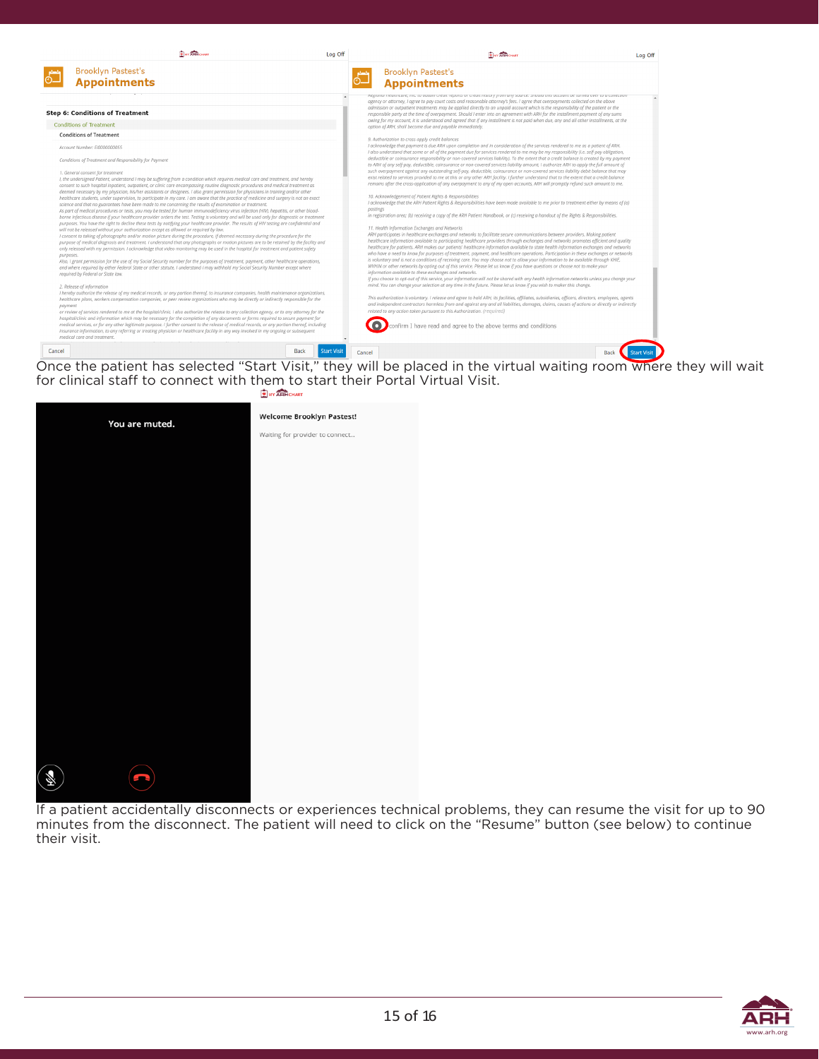Once the patient has selected “Start Visit,” they will be placed in the virtual waiting room where they will wait for clinical staff to connect with them to start their Portal Virtual Visit.

If a patient accidentally disconnects or experiences technical problems, they can resume the visit for up to 90 minutes from the disconnect. The patient will need to click on the “Resume” button (see below) to continue their visit.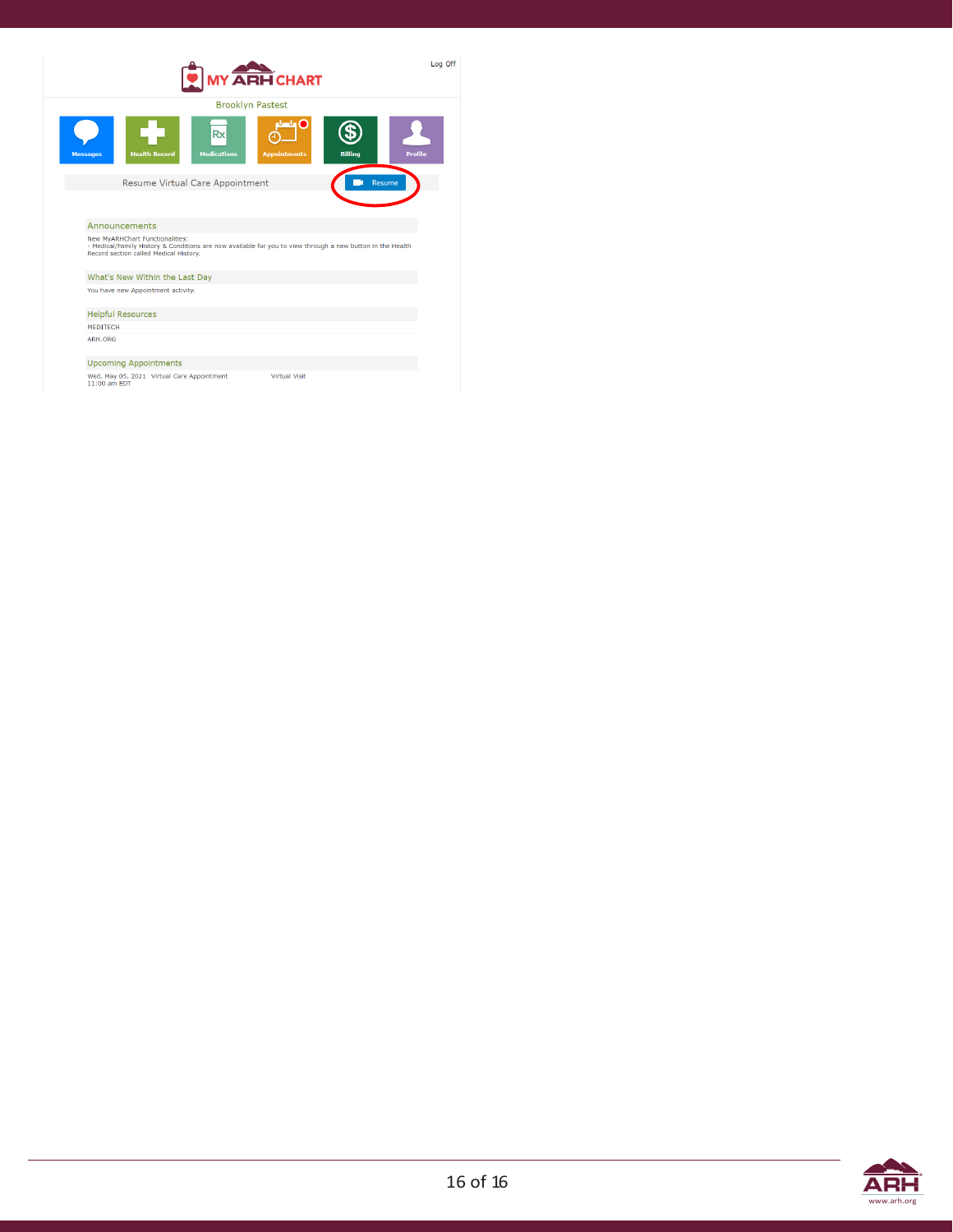Log Off

MY ARH CHART

Brooklyn Pastest

Messages | Health Record | Medications | Appointments | Billing | Profile

Resume Virtual Care Appointment — Resume

Announcements

New MyARHChart Functionalities:
- Medical/Family History & Conditions are now available for you to view through a new button in the Health Record section called Medical History.

What's New Within the Last Day

You have new Appointment activity.

Helpful Resources

MEDITECH

ARH.ORG

Upcoming Appointments

Wed, May 05, 2021 11:00 am EDT — Virtual Care Appointment — Virtual Visit